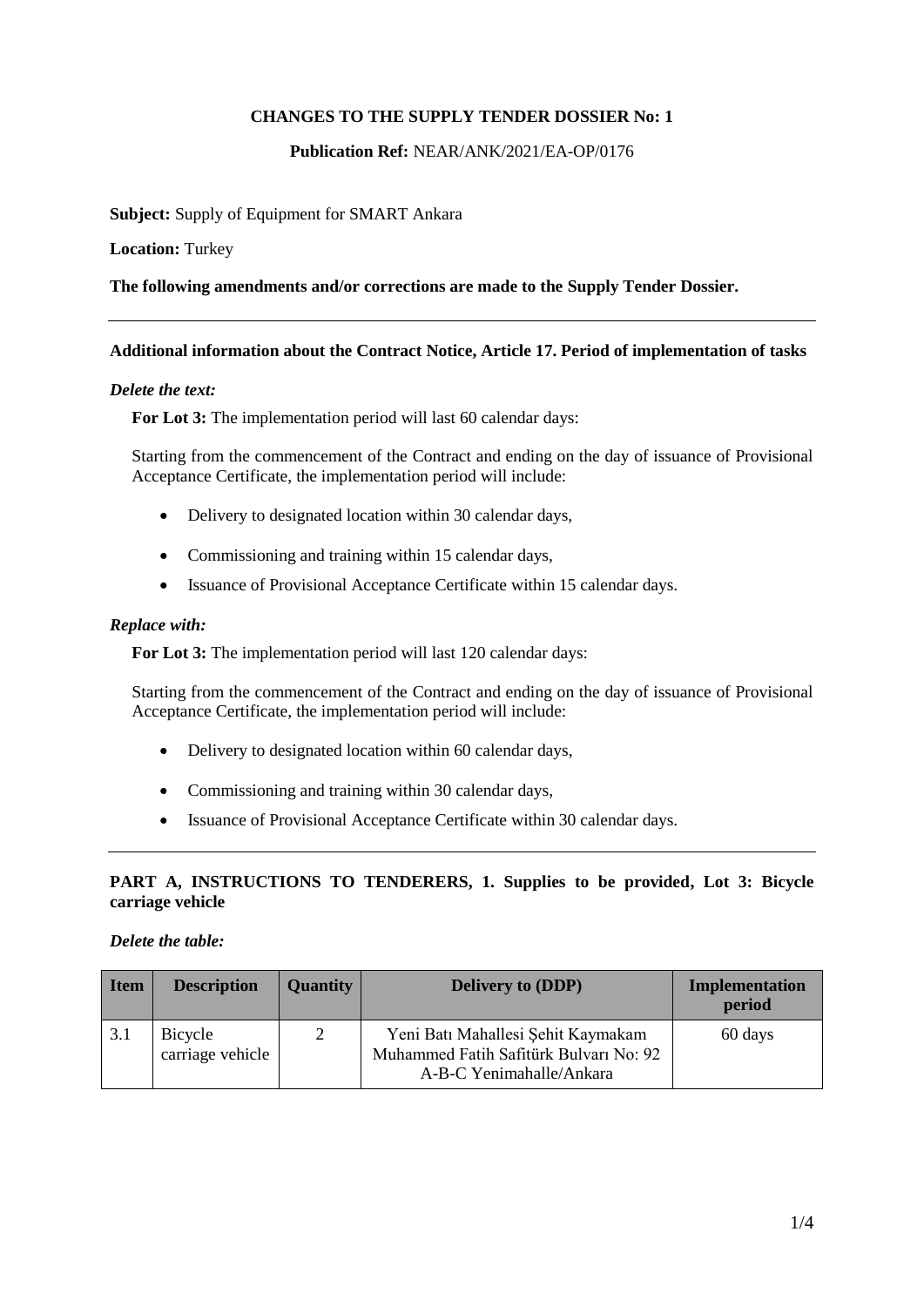**CHANGES TO THE SUPPLY TENDER DOSSIER No: 1**

**Publication Ref:** NEAR/ANK/2021/EA-OP/0176

**Subject:** Supply of Equipment for SMART Ankara

**Location:** Turkey

**The following amendments and/or corrections are made to the Supply Tender Dossier.**

---

**Additional information about the Contract Notice, Article 17. Period of implementation of tasks**

***Delete the text:***

**For Lot 3:** The implementation period will last 60 calendar days:

Starting from the commencement of the Contract and ending on the day of issuance of Provisional Acceptance Certificate, the implementation period will include:

- Delivery to designated location within 30 calendar days,
- Commissioning and training within 15 calendar days,
- Issuance of Provisional Acceptance Certificate within 15 calendar days.

***Replace with:***

**For Lot 3:** The implementation period will last 120 calendar days:

Starting from the commencement of the Contract and ending on the day of issuance of Provisional Acceptance Certificate, the implementation period will include:

- Delivery to designated location within 60 calendar days,
- Commissioning and training within 30 calendar days,
- Issuance of Provisional Acceptance Certificate within 30 calendar days.

---

**PART A, INSTRUCTIONS TO TENDERERS, 1. Supplies to be provided, Lot 3: Bicycle carriage vehicle**

***Delete the table:***

| Item | Description | Quantity | Delivery to (DDP) | Implementation period |
|---|---|---|---|---|
| 3.1 | Bicycle carriage vehicle | 2 | Yeni Batı Mahallesi Şehit Kaymakam Muhammed Fatih Safitürk Bulvarı No: 92 A-B-C Yenimahalle/Ankara | 60 days |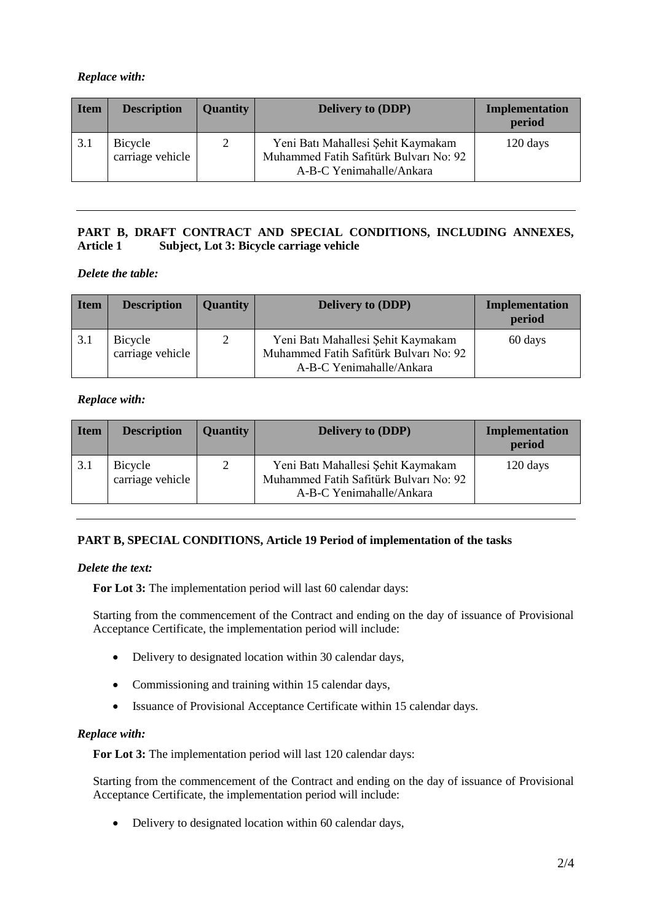*Replace with:*

| Item | Description | Quantity | Delivery to (DDP) | Implementation period |
|---|---|---|---|---|
| 3.1 | Bicycle carriage vehicle | 2 | Yeni Batı Mahallesi Şehit Kaymakam Muhammed Fatih Safitürk Bulvarı No: 92 A-B-C Yenimahalle/Ankara | 120 days |

---

**PART B, DRAFT CONTRACT AND SPECIAL CONDITIONS, INCLUDING ANNEXES, Article 1 Subject, Lot 3: Bicycle carriage vehicle**

*Delete the table:*

| Item | Description | Quantity | Delivery to (DDP) | Implementation period |
|---|---|---|---|---|
| 3.1 | Bicycle carriage vehicle | 2 | Yeni Batı Mahallesi Şehit Kaymakam Muhammed Fatih Safitürk Bulvarı No: 92 A-B-C Yenimahalle/Ankara | 60 days |

*Replace with:*

| Item | Description | Quantity | Delivery to (DDP) | Implementation period |
|---|---|---|---|---|
| 3.1 | Bicycle carriage vehicle | 2 | Yeni Batı Mahallesi Şehit Kaymakam Muhammed Fatih Safitürk Bulvarı No: 92 A-B-C Yenimahalle/Ankara | 120 days |

---

**PART B, SPECIAL CONDITIONS, Article 19 Period of implementation of the tasks**

*Delete the text:*

**For Lot 3:** The implementation period will last 60 calendar days:

Starting from the commencement of the Contract and ending on the day of issuance of Provisional Acceptance Certificate, the implementation period will include:

- Delivery to designated location within 30 calendar days,
- Commissioning and training within 15 calendar days,
- Issuance of Provisional Acceptance Certificate within 15 calendar days.

*Replace with:*

**For Lot 3:** The implementation period will last 120 calendar days:

Starting from the commencement of the Contract and ending on the day of issuance of Provisional Acceptance Certificate, the implementation period will include:

- Delivery to designated location within 60 calendar days,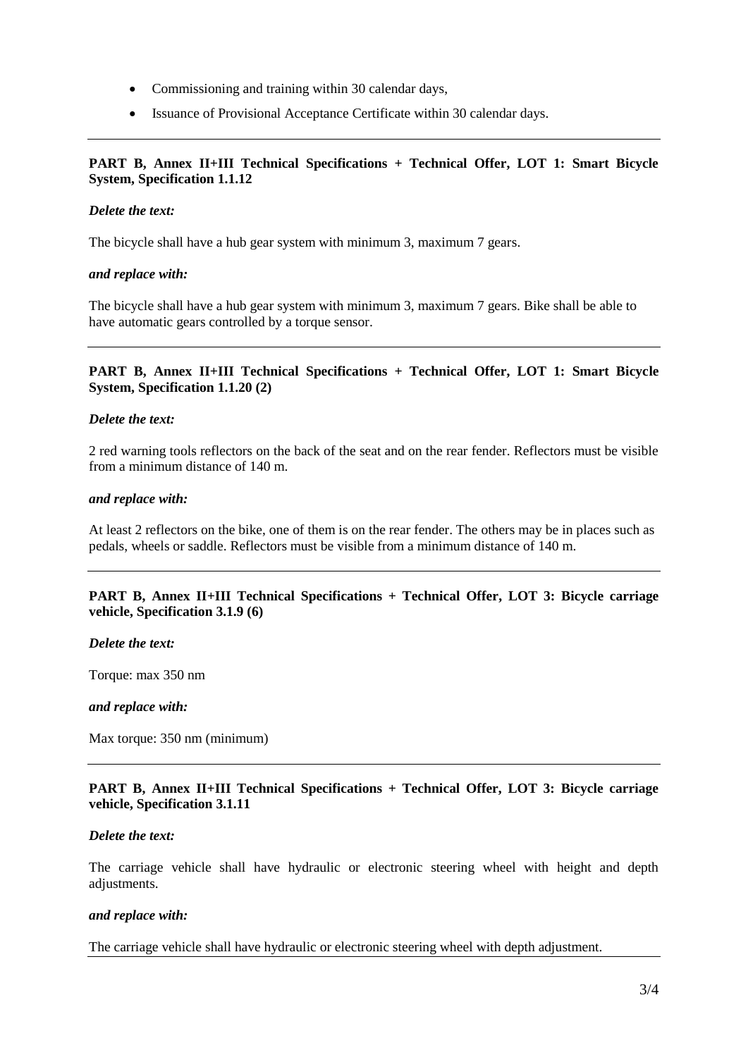- Commissioning and training within 30 calendar days,
- Issuance of Provisional Acceptance Certificate within 30 calendar days.

---

**PART B, Annex II+III Technical Specifications + Technical Offer, LOT 1: Smart Bicycle System, Specification 1.1.12**

***Delete the text:***

The bicycle shall have a hub gear system with minimum 3, maximum 7 gears.

***and replace with:***

The bicycle shall have a hub gear system with minimum 3, maximum 7 gears. Bike shall be able to have automatic gears controlled by a torque sensor.

---

**PART B, Annex II+III Technical Specifications + Technical Offer, LOT 1: Smart Bicycle System, Specification 1.1.20 (2)**

***Delete the text:***

2 red warning tools reflectors on the back of the seat and on the rear fender. Reflectors must be visible from a minimum distance of 140 m.

***and replace with:***

At least 2 reflectors on the bike, one of them is on the rear fender. The others may be in places such as pedals, wheels or saddle. Reflectors must be visible from a minimum distance of 140 m.

---

**PART B, Annex II+III Technical Specifications + Technical Offer, LOT 3: Bicycle carriage vehicle, Specification 3.1.9 (6)**

***Delete the text:***

Torque: max 350 nm

***and replace with:***

Max torque: 350 nm (minimum)

---

**PART B, Annex II+III Technical Specifications + Technical Offer, LOT 3: Bicycle carriage vehicle, Specification 3.1.11**

***Delete the text:***

The carriage vehicle shall have hydraulic or electronic steering wheel with height and depth adjustments.

***and replace with:***

The carriage vehicle shall have hydraulic or electronic steering wheel with depth adjustment.

---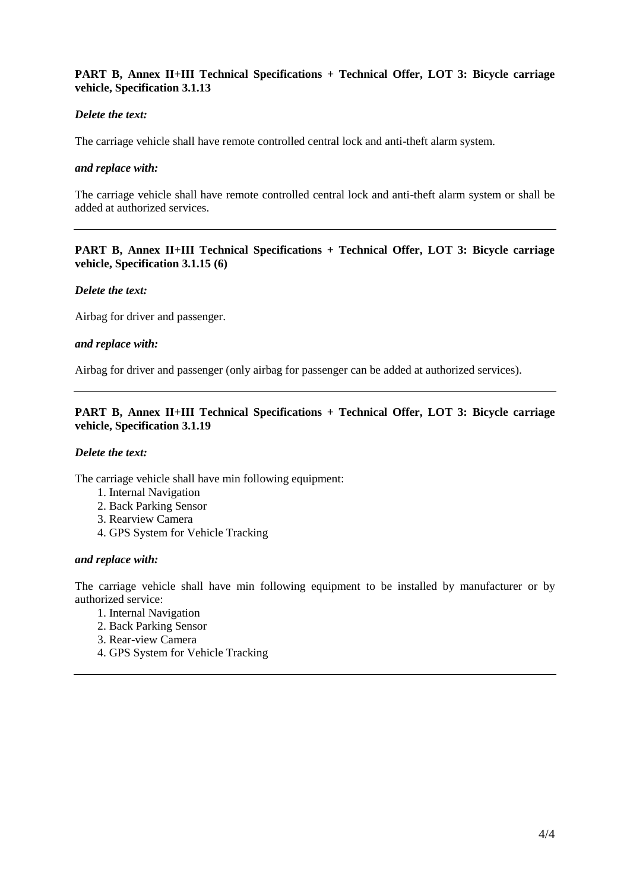**PART B, Annex II+III Technical Specifications + Technical Offer, LOT 3: Bicycle carriage vehicle, Specification 3.1.13**

***Delete the text:***

The carriage vehicle shall have remote controlled central lock and anti-theft alarm system.

***and replace with:***

The carriage vehicle shall have remote controlled central lock and anti-theft alarm system or shall be added at authorized services.

---

**PART B, Annex II+III Technical Specifications + Technical Offer, LOT 3: Bicycle carriage vehicle, Specification 3.1.15 (6)**

***Delete the text:***

Airbag for driver and passenger.

***and replace with:***

Airbag for driver and passenger (only airbag for passenger can be added at authorized services).

---

**PART B, Annex II+III Technical Specifications + Technical Offer, LOT 3: Bicycle carriage vehicle, Specification 3.1.19**

***Delete the text:***

The carriage vehicle shall have min following equipment:

1. Internal Navigation
2. Back Parking Sensor
3. Rearview Camera
4. GPS System for Vehicle Tracking

***and replace with:***

The carriage vehicle shall have min following equipment to be installed by manufacturer or by authorized service:

1. Internal Navigation
2. Back Parking Sensor
3. Rear-view Camera
4. GPS System for Vehicle Tracking

---